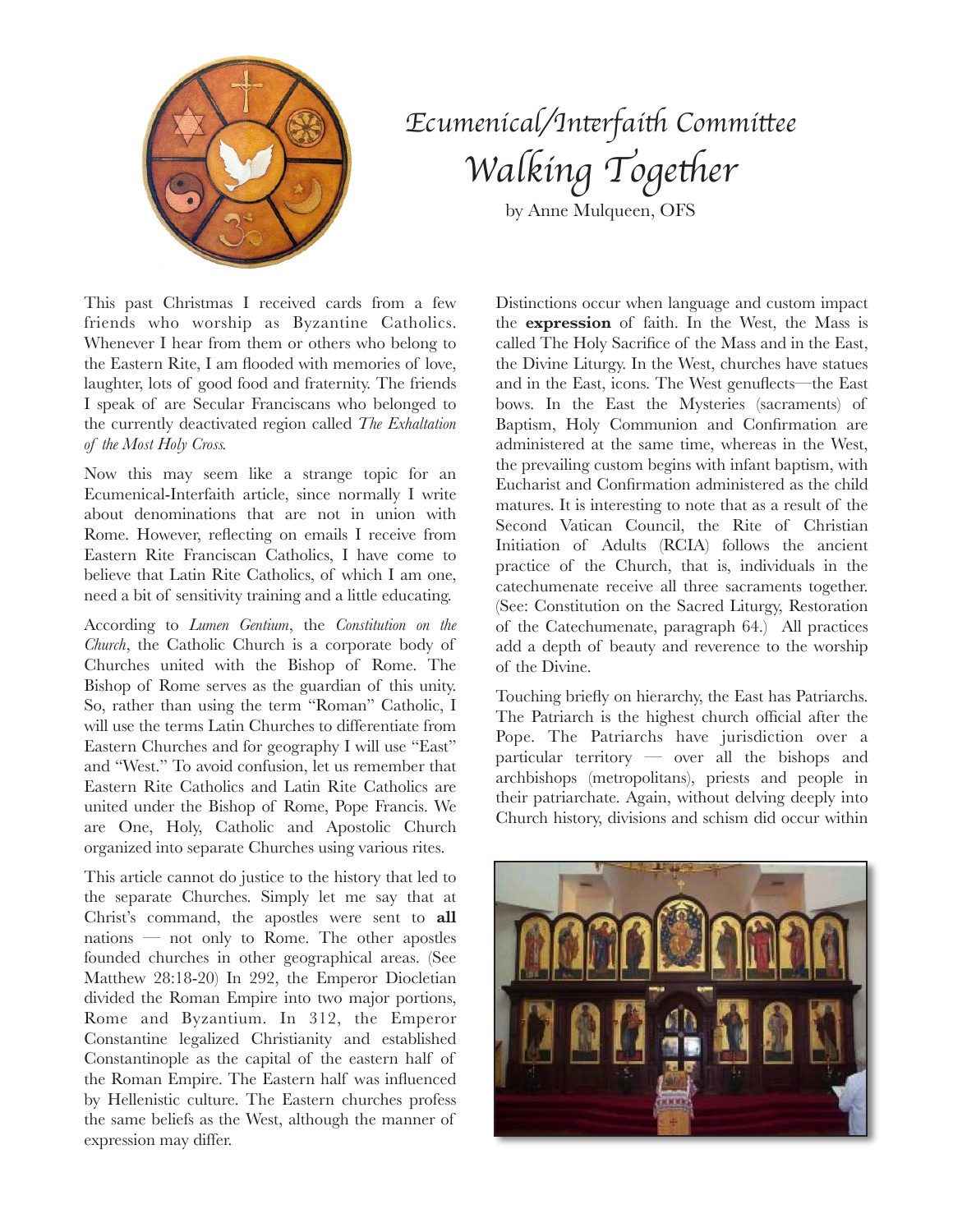# Ecumenical/Interfaith Committee

## Walking Together

by Anne Mulqueen, OFS

This past Christmas I received cards from a few friends who worship as Byzantine Catholics. Whenever I hear from them or others who belong to the Eastern Rite, I am flooded with memories of love, laughter, lots of good food and fraternity. The friends I speak of are Secular Franciscans who belonged to the currently deactivated region called *The Exhaltation of the Most Holy Cross.*

Now this may seem like a strange topic for an Ecumenical-Interfaith article, since normally I write about denominations that are not in union with Rome. However, reflecting on emails I receive from Eastern Rite Franciscan Catholics, I have come to believe that Latin Rite Catholics, of which I am one, need a bit of sensitivity training and a little educating.

According to *Lumen Gentium*, the *Constitution on the Church*, the Catholic Church is a corporate body of Churches united with the Bishop of Rome. The Bishop of Rome serves as the guardian of this unity. So, rather than using the term "Roman" Catholic, I will use the terms Latin Churches to differentiate from Eastern Churches and for geography I will use "East" and "West." To avoid confusion, let us remember that Eastern Rite Catholics and Latin Rite Catholics are united under the Bishop of Rome, Pope Francis. We are One, Holy, Catholic and Apostolic Church organized into separate Churches using various rites.

This article cannot do justice to the history that led to the separate Churches. Simply let me say that at Christ's command, the apostles were sent to **all** nations — not only to Rome. The other apostles founded churches in other geographical areas. (See Matthew 28:18-20) In 292, the Emperor Diocletian divided the Roman Empire into two major portions, Rome and Byzantium. In 312, the Emperor Constantine legalized Christianity and established Constantinople as the capital of the eastern half of the Roman Empire. The Eastern half was influenced by Hellenistic culture. The Eastern churches profess the same beliefs as the West, although the manner of expression may differ.

Distinctions occur when language and custom impact the **expression** of faith. In the West, the Mass is called The Holy Sacrifice of the Mass and in the East, the Divine Liturgy. In the West, churches have statues and in the East, icons. The West genuflects—the East bows. In the East the Mysteries (sacraments) of Baptism, Holy Communion and Confirmation are administered at the same time, whereas in the West, the prevailing custom begins with infant baptism, with Eucharist and Confirmation administered as the child matures. It is interesting to note that as a result of the Second Vatican Council, the Rite of Christian Initiation of Adults (RCIA) follows the ancient practice of the Church, that is, individuals in the catechumenate receive all three sacraments together. (See: Constitution on the Sacred Liturgy, Restoration of the Catechumenate, paragraph 64.) All practices add a depth of beauty and reverence to the worship of the Divine.

Touching briefly on hierarchy, the East has Patriarchs. The Patriarch is the highest church official after the Pope. The Patriarchs have jurisdiction over a particular territory — over all the bishops and archbishops (metropolitans), priests and people in their patriarchate. Again, without delving deeply into Church history, divisions and schism did occur within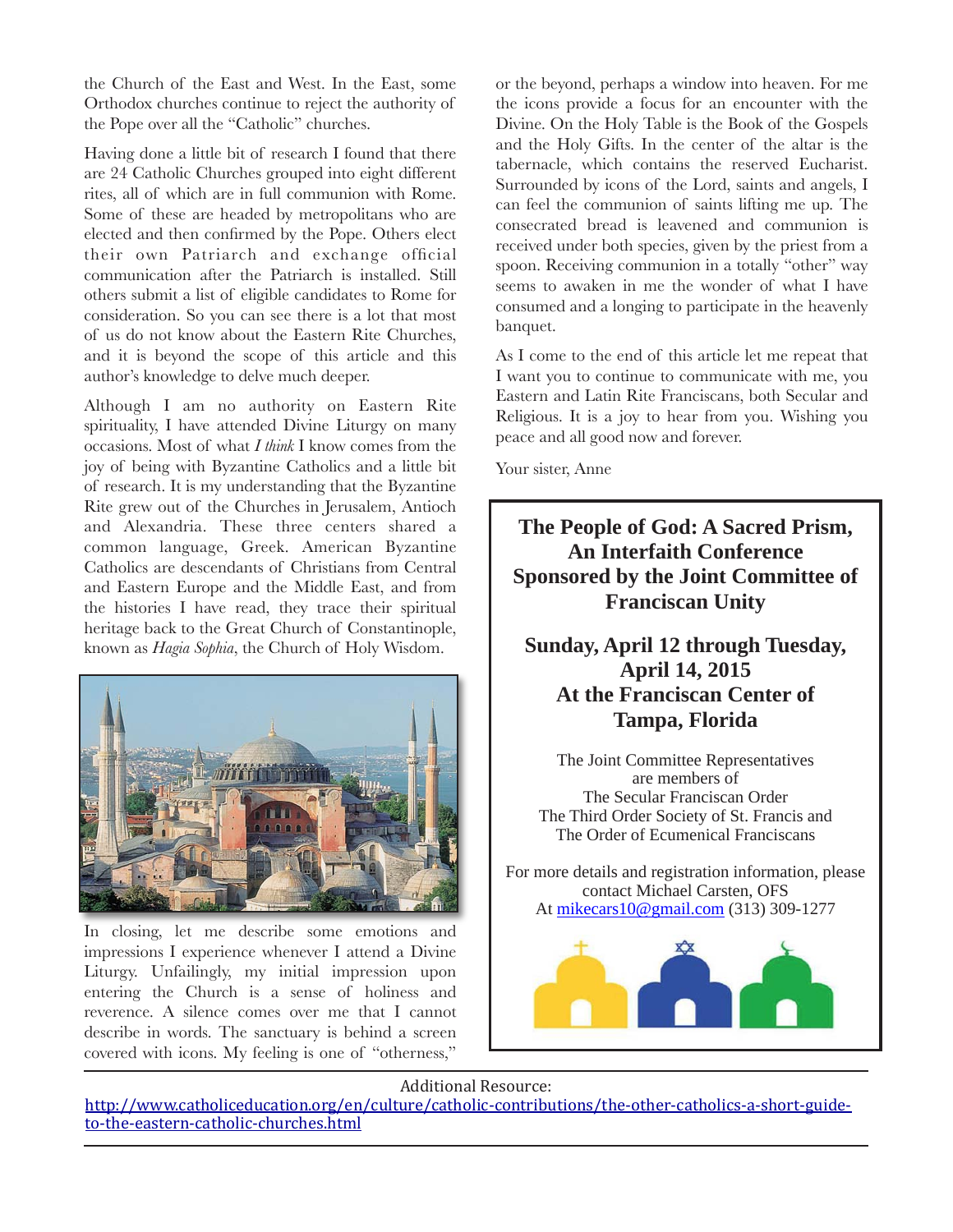the Church of the East and West. In the East, some Orthodox churches continue to reject the authority of the Pope over all the "Catholic" churches.

Having done a little bit of research I found that there are 24 Catholic Churches grouped into eight different rites, all of which are in full communion with Rome. Some of these are headed by metropolitans who are elected and then confirmed by the Pope. Others elect their own Patriarch and exchange official communication after the Patriarch is installed. Still others submit a list of eligible candidates to Rome for consideration. So you can see there is a lot that most of us do not know about the Eastern Rite Churches, and it is beyond the scope of this article and this author's knowledge to delve much deeper.

Although I am no authority on Eastern Rite spirituality, I have attended Divine Liturgy on many occasions. Most of what *I think* I know comes from the joy of being with Byzantine Catholics and a little bit of research. It is my understanding that the Byzantine Rite grew out of the Churches in Jerusalem, Antioch and Alexandria. These three centers shared a common language, Greek. American Byzantine Catholics are descendants of Christians from Central and Eastern Europe and the Middle East, and from the histories I have read, they trace their spiritual heritage back to the Great Church of Constantinople, known as *Hagia Sophia*, the Church of Holy Wisdom.

In closing, let me describe some emotions and impressions I experience whenever I attend a Divine Liturgy. Unfailingly, my initial impression upon entering the Church is a sense of holiness and reverence. A silence comes over me that I cannot describe in words. The sanctuary is behind a screen covered with icons. My feeling is one of "otherness," or the beyond, perhaps a window into heaven. For me the icons provide a focus for an encounter with the Divine. On the Holy Table is the Book of the Gospels and the Holy Gifts. In the center of the altar is the tabernacle, which contains the reserved Eucharist. Surrounded by icons of the Lord, saints and angels, I can feel the communion of saints lifting me up. The consecrated bread is leavened and communion is received under both species, given by the priest from a spoon. Receiving communion in a totally "other" way seems to awaken in me the wonder of what I have consumed and a longing to participate in the heavenly banquet.

As I come to the end of this article let me repeat that I want you to continue to communicate with me, you Eastern and Latin Rite Franciscans, both Secular and Religious. It is a joy to hear from you. Wishing you peace and all good now and forever.

Your sister, Anne

**The People of God: A Sacred Prism, An Interfaith Conference Sponsored by the Joint Committee of Franciscan Unity**

**Sunday, April 12 through Tuesday, April 14, 2015 At the Franciscan Center of Tampa, Florida**

The Joint Committee Representatives are members of
The Secular Franciscan Order
The Third Order Society of St. Francis and
The Order of Ecumenical Franciscans

For more details and registration information, please contact Michael Carsten, OFS
At mikecars10@gmail.com (313) 309-1277

Additional Resource:
http://www.catholiceducation.org/en/culture/catholic-contributions/the-other-catholics-a-short-guide-to-the-eastern-catholic-churches.html